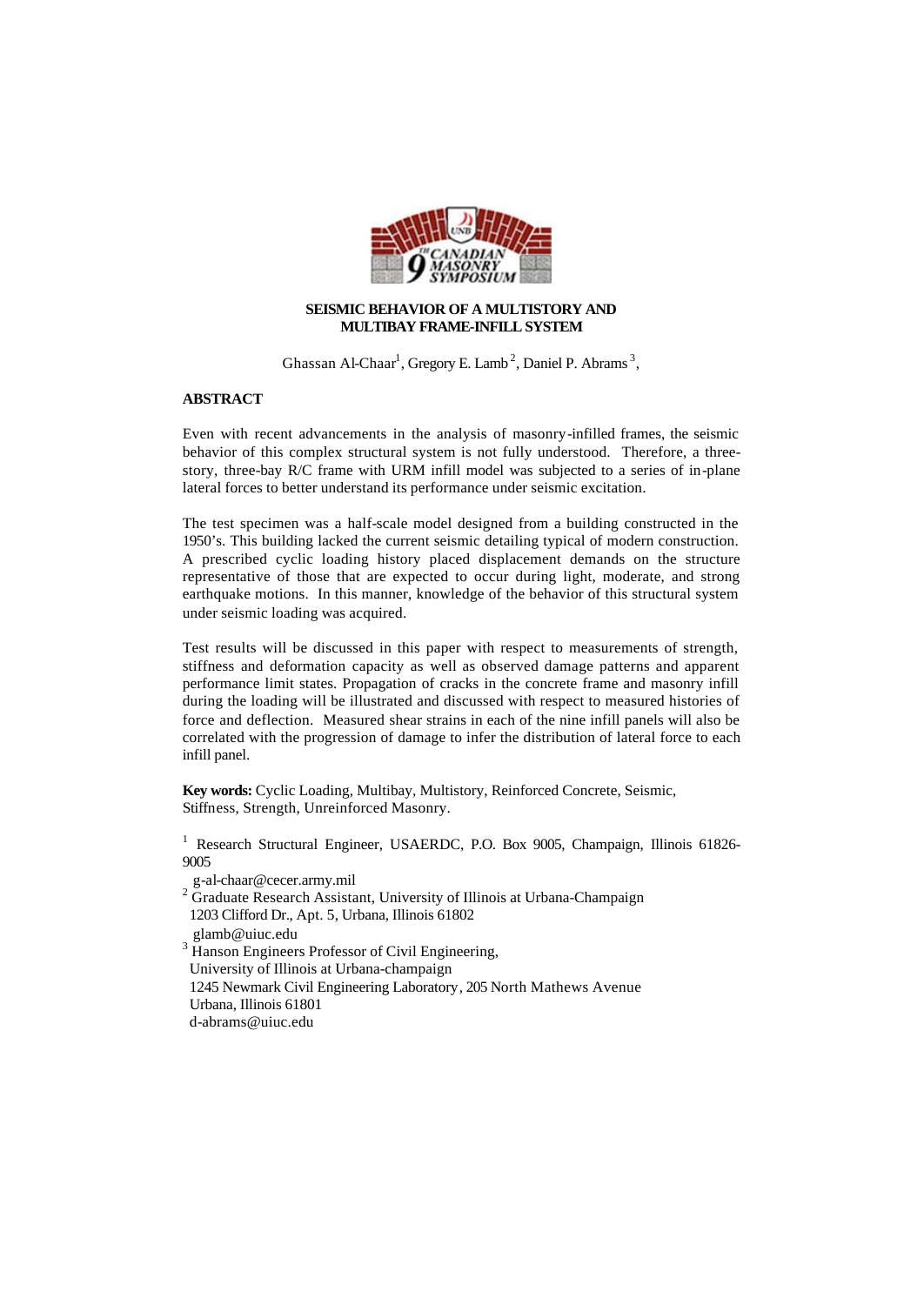# SEISMIC BEHAVIOR OF A MULTISTORY AND MULTIBAY FRAME-INFILL SYSTEM

Ghassan Al-Chaar[1], Gregory E. Lamb[2], Daniel P. Abrams[3],

## ABSTRACT

Even with recent advancements in the analysis of masonry-infilled frames, the seismic behavior of this complex structural system is not fully understood. Therefore, a three-story, three-bay R/C frame with URM infill model was subjected to a series of in-plane lateral forces to better understand its performance under seismic excitation.

The test specimen was a half-scale model designed from a building constructed in the 1950's. This building lacked the current seismic detailing typical of modern construction. A prescribed cyclic loading history placed displacement demands on the structure representative of those that are expected to occur during light, moderate, and strong earthquake motions. In this manner, knowledge of the behavior of this structural system under seismic loading was acquired.

Test results will be discussed in this paper with respect to measurements of strength, stiffness and deformation capacity as well as observed damage patterns and apparent performance limit states. Propagation of cracks in the concrete frame and masonry infill during the loading will be illustrated and discussed with respect to measured histories of force and deflection. Measured shear strains in each of the nine infill panels will also be correlated with the progression of damage to infer the distribution of lateral force to each infill panel.

**Key words:** Cyclic Loading, Multibay, Multistory, Reinforced Concrete, Seismic, Stiffness, Strength, Unreinforced Masonry.

[1] Research Structural Engineer, USAERDC, P.O. Box 9005, Champaign, Illinois 61826-9005
g-al-chaar@cecer.army.mil

[2] Graduate Research Assistant, University of Illinois at Urbana-Champaign
1203 Clifford Dr., Apt. 5, Urbana, Illinois 61802
glamb@uiuc.edu

[3] Hanson Engineers Professor of Civil Engineering,
University of Illinois at Urbana-champaign
1245 Newmark Civil Engineering Laboratory, 205 North Mathews Avenue
Urbana, Illinois 61801
d-abrams@uiuc.edu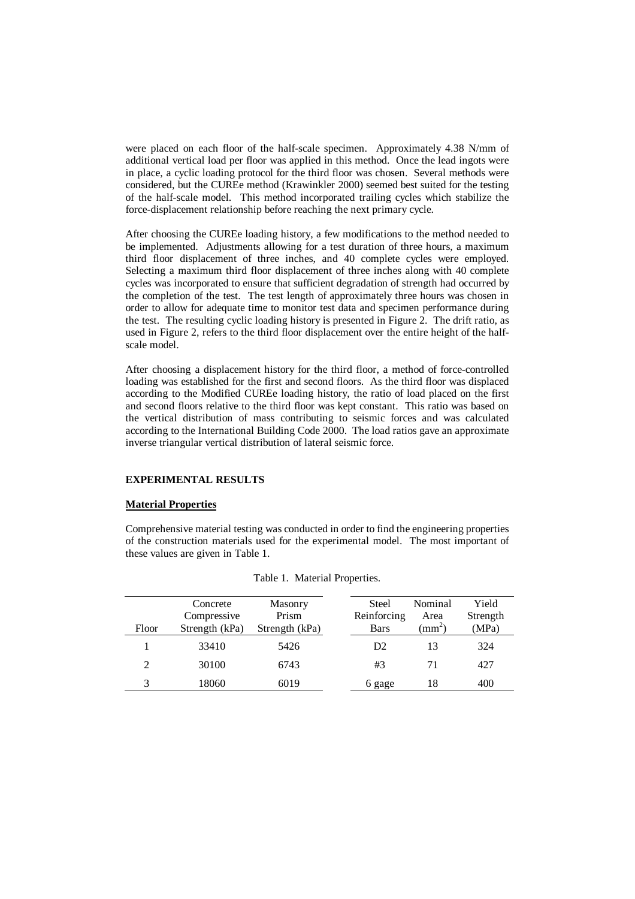were placed on each floor of the half-scale specimen. Approximately 4.38 N/mm of additional vertical load per floor was applied in this method. Once the lead ingots were in place, a cyclic loading protocol for the third floor was chosen. Several methods were considered, but the CUREe method (Krawinkler 2000) seemed best suited for the testing of the half-scale model. This method incorporated trailing cycles which stabilize the force-displacement relationship before reaching the next primary cycle.

After choosing the CUREe loading history, a few modifications to the method needed to be implemented. Adjustments allowing for a test duration of three hours, a maximum third floor displacement of three inches, and 40 complete cycles were employed. Selecting a maximum third floor displacement of three inches along with 40 complete cycles was incorporated to ensure that sufficient degradation of strength had occurred by the completion of the test. The test length of approximately three hours was chosen in order to allow for adequate time to monitor test data and specimen performance during the test. The resulting cyclic loading history is presented in Figure 2. The drift ratio, as used in Figure 2, refers to the third floor displacement over the entire height of the half-scale model.

After choosing a displacement history for the third floor, a method of force-controlled loading was established for the first and second floors. As the third floor was displaced according to the Modified CUREe loading history, the ratio of load placed on the first and second floors relative to the third floor was kept constant. This ratio was based on the vertical distribution of mass contributing to seismic forces and was calculated according to the International Building Code 2000. The load ratios gave an approximate inverse triangular vertical distribution of lateral seismic force.

## EXPERIMENTAL RESULTS

### Material Properties

Comprehensive material testing was conducted in order to find the engineering properties of the construction materials used for the experimental model. The most important of these values are given in Table 1.

Table 1. Material Properties.

| Floor | Concrete Compressive Strength (kPa) | Masonry Prism Strength (kPa) | Steel Reinforcing Bars | Nominal Area ($mm^2$) | Yield Strength (MPa) |
|---|---|---|---|---|---|
| 1 | 33410 | 5426 | D2 | 13 | 324 |
| 2 | 30100 | 6743 | #3 | 71 | 427 |
| 3 | 18060 | 6019 | 6 gage | 18 | 400 |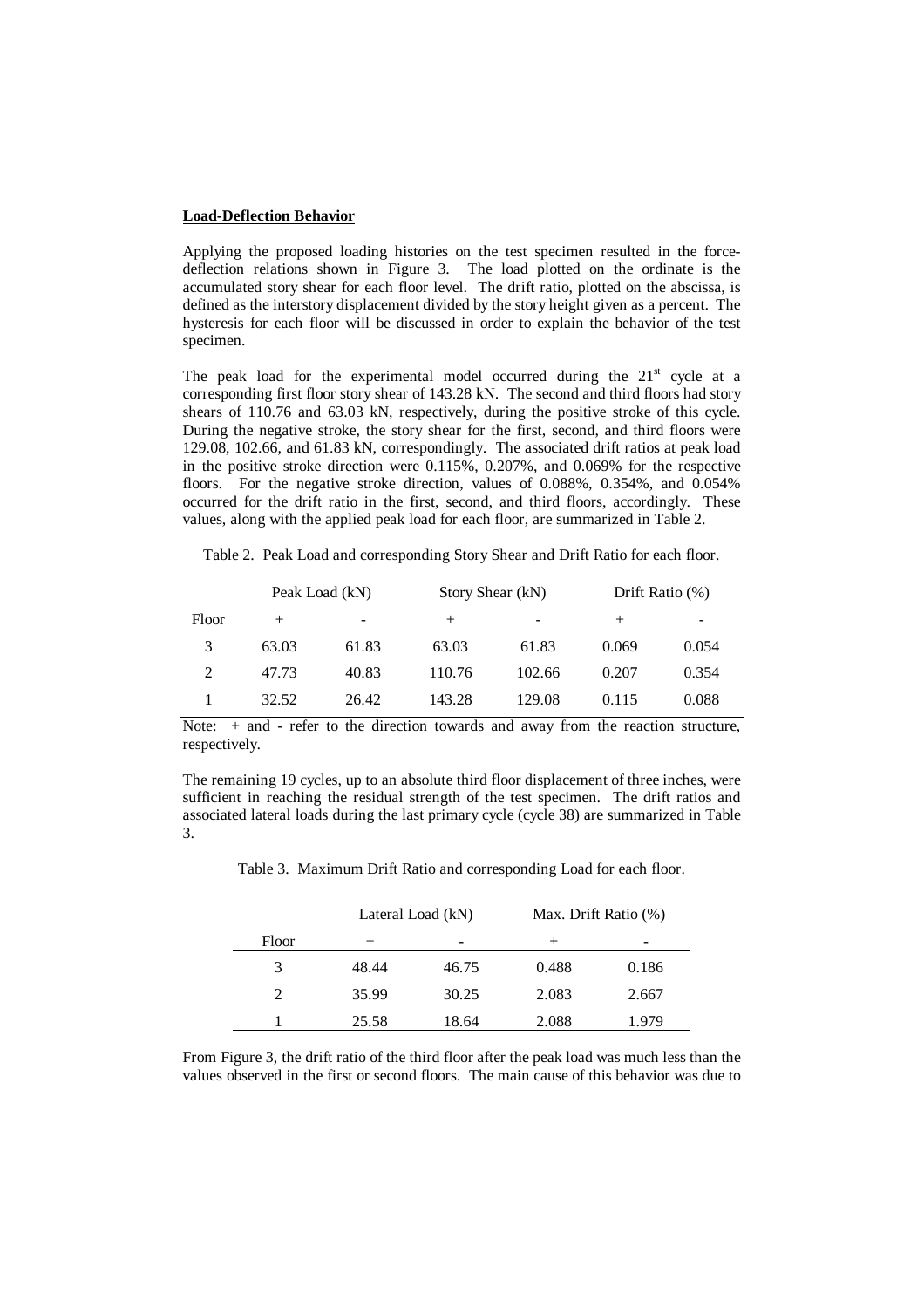**Load-Deflection Behavior**

Applying the proposed loading histories on the test specimen resulted in the force-deflection relations shown in Figure 3. The load plotted on the ordinate is the accumulated story shear for each floor level. The drift ratio, plotted on the abscissa, is defined as the interstory displacement divided by the story height given as a percent. The hysteresis for each floor will be discussed in order to explain the behavior of the test specimen.

The peak load for the experimental model occurred during the 21st cycle at a corresponding first floor story shear of 143.28 kN. The second and third floors had story shears of 110.76 and 63.03 kN, respectively, during the positive stroke of this cycle. During the negative stroke, the story shear for the first, second, and third floors were 129.08, 102.66, and 61.83 kN, correspondingly. The associated drift ratios at peak load in the positive stroke direction were 0.115%, 0.207%, and 0.069% for the respective floors. For the negative stroke direction, values of 0.088%, 0.354%, and 0.054% occurred for the drift ratio in the first, second, and third floors, accordingly. These values, along with the applied peak load for each floor, are summarized in Table 2.

Table 2. Peak Load and corresponding Story Shear and Drift Ratio for each floor.

| | Peak Load (kN) | | Story Shear (kN) | | Drift Ratio (%) | |
|---|---|---|---|---|---|---|
| Floor | + | - | + | - | + | - |
| 3 | 63.03 | 61.83 | 63.03 | 61.83 | 0.069 | 0.054 |
| 2 | 47.73 | 40.83 | 110.76 | 102.66 | 0.207 | 0.354 |
| 1 | 32.52 | 26.42 | 143.28 | 129.08 | 0.115 | 0.088 |

Note: + and - refer to the direction towards and away from the reaction structure, respectively.

The remaining 19 cycles, up to an absolute third floor displacement of three inches, were sufficient in reaching the residual strength of the test specimen. The drift ratios and associated lateral loads during the last primary cycle (cycle 38) are summarized in Table 3.

Table 3. Maximum Drift Ratio and corresponding Load for each floor.

| | Lateral Load (kN) | | Max. Drift Ratio (%) | |
|---|---|---|---|---|
| Floor | + | - | + | - |
| 3 | 48.44 | 46.75 | 0.488 | 0.186 |
| 2 | 35.99 | 30.25 | 2.083 | 2.667 |
| 1 | 25.58 | 18.64 | 2.088 | 1.979 |

From Figure 3, the drift ratio of the third floor after the peak load was much less than the values observed in the first or second floors. The main cause of this behavior was due to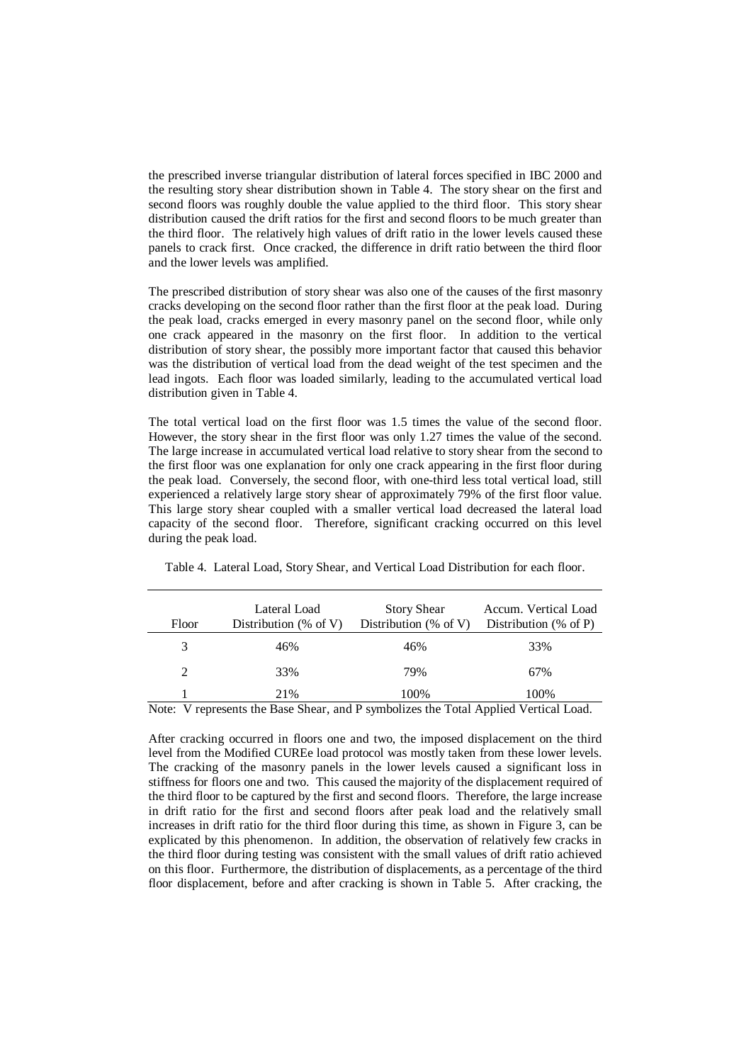the prescribed inverse triangular distribution of lateral forces specified in IBC 2000 and the resulting story shear distribution shown in Table 4. The story shear on the first and second floors was roughly double the value applied to the third floor. This story shear distribution caused the drift ratios for the first and second floors to be much greater than the third floor. The relatively high values of drift ratio in the lower levels caused these panels to crack first. Once cracked, the difference in drift ratio between the third floor and the lower levels was amplified.

The prescribed distribution of story shear was also one of the causes of the first masonry cracks developing on the second floor rather than the first floor at the peak load. During the peak load, cracks emerged in every masonry panel on the second floor, while only one crack appeared in the masonry on the first floor. In addition to the vertical distribution of story shear, the possibly more important factor that caused this behavior was the distribution of vertical load from the dead weight of the test specimen and the lead ingots. Each floor was loaded similarly, leading to the accumulated vertical load distribution given in Table 4.

The total vertical load on the first floor was 1.5 times the value of the second floor. However, the story shear in the first floor was only 1.27 times the value of the second. The large increase in accumulated vertical load relative to story shear from the second to the first floor was one explanation for only one crack appearing in the first floor during the peak load. Conversely, the second floor, with one-third less total vertical load, still experienced a relatively large story shear of approximately 79% of the first floor value. This large story shear coupled with a smaller vertical load decreased the lateral load capacity of the second floor. Therefore, significant cracking occurred on this level during the peak load.

Table 4. Lateral Load, Story Shear, and Vertical Load Distribution for each floor.

| Floor | Lateral Load Distribution (% of V) | Story Shear Distribution (% of V) | Accum. Vertical Load Distribution (% of P) |
|---|---|---|---|
| 3 | 46% | 46% | 33% |
| 2 | 33% | 79% | 67% |
| 1 | 21% | 100% | 100% |

Note: V represents the Base Shear, and P symbolizes the Total Applied Vertical Load.

After cracking occurred in floors one and two, the imposed displacement on the third level from the Modified CUREe load protocol was mostly taken from these lower levels. The cracking of the masonry panels in the lower levels caused a significant loss in stiffness for floors one and two. This caused the majority of the displacement required of the third floor to be captured by the first and second floors. Therefore, the large increase in drift ratio for the first and second floors after peak load and the relatively small increases in drift ratio for the third floor during this time, as shown in Figure 3, can be explicated by this phenomenon. In addition, the observation of relatively few cracks in the third floor during testing was consistent with the small values of drift ratio achieved on this floor. Furthermore, the distribution of displacements, as a percentage of the third floor displacement, before and after cracking is shown in Table 5. After cracking, the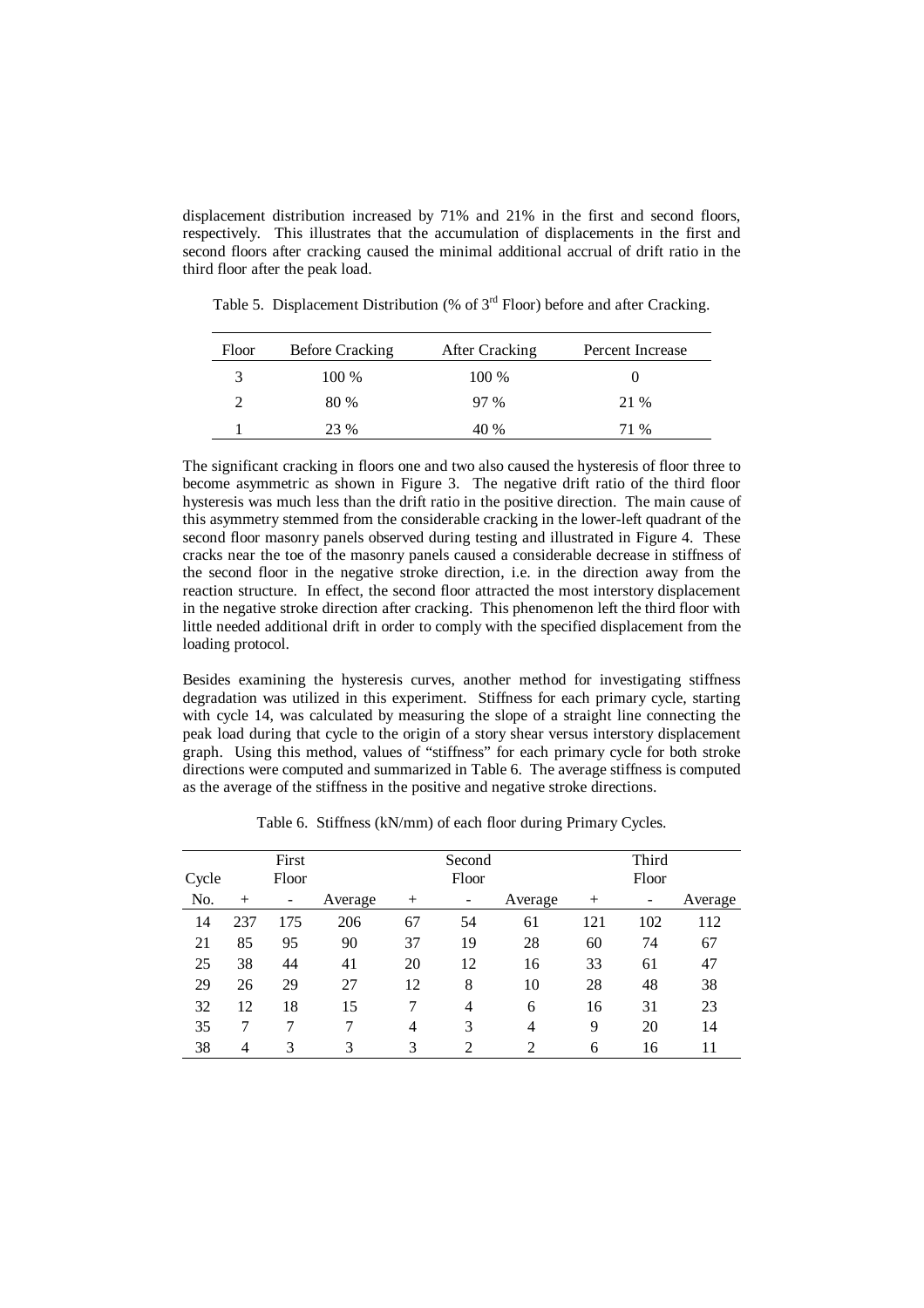displacement distribution increased by 71% and 21% in the first and second floors, respectively. This illustrates that the accumulation of displacements in the first and second floors after cracking caused the minimal additional accrual of drift ratio in the third floor after the peak load.

Table 5. Displacement Distribution (% of 3rd Floor) before and after Cracking.

| Floor | Before Cracking | After Cracking | Percent Increase |
|---|---|---|---|
| 3 | 100 % | 100 % | 0 |
| 2 | 80 % | 97 % | 21 % |
| 1 | 23 % | 40 % | 71 % |

The significant cracking in floors one and two also caused the hysteresis of floor three to become asymmetric as shown in Figure 3. The negative drift ratio of the third floor hysteresis was much less than the drift ratio in the positive direction. The main cause of this asymmetry stemmed from the considerable cracking in the lower-left quadrant of the second floor masonry panels observed during testing and illustrated in Figure 4. These cracks near the toe of the masonry panels caused a considerable decrease in stiffness of the second floor in the negative stroke direction, i.e. in the direction away from the reaction structure. In effect, the second floor attracted the most interstory displacement in the negative stroke direction after cracking. This phenomenon left the third floor with little needed additional drift in order to comply with the specified displacement from the loading protocol.

Besides examining the hysteresis curves, another method for investigating stiffness degradation was utilized in this experiment. Stiffness for each primary cycle, starting with cycle 14, was calculated by measuring the slope of a straight line connecting the peak load during that cycle to the origin of a story shear versus interstory displacement graph. Using this method, values of "stiffness" for each primary cycle for both stroke directions were computed and summarized in Table 6. The average stiffness is computed as the average of the stiffness in the positive and negative stroke directions.

Table 6. Stiffness (kN/mm) of each floor during Primary Cycles.

| Cycle | First Floor | | | Second Floor | | | Third Floor | | |
|---|---|---|---|---|---|---|---|---|---|
| No. | + | - | Average | + | - | Average | + | - | Average |
| 14 | 237 | 175 | 206 | 67 | 54 | 61 | 121 | 102 | 112 |
| 21 | 85 | 95 | 90 | 37 | 19 | 28 | 60 | 74 | 67 |
| 25 | 38 | 44 | 41 | 20 | 12 | 16 | 33 | 61 | 47 |
| 29 | 26 | 29 | 27 | 12 | 8 | 10 | 28 | 48 | 38 |
| 32 | 12 | 18 | 15 | 7 | 4 | 6 | 16 | 31 | 23 |
| 35 | 7 | 7 | 7 | 4 | 3 | 4 | 9 | 20 | 14 |
| 38 | 4 | 3 | 3 | 3 | 2 | 2 | 6 | 16 | 11 |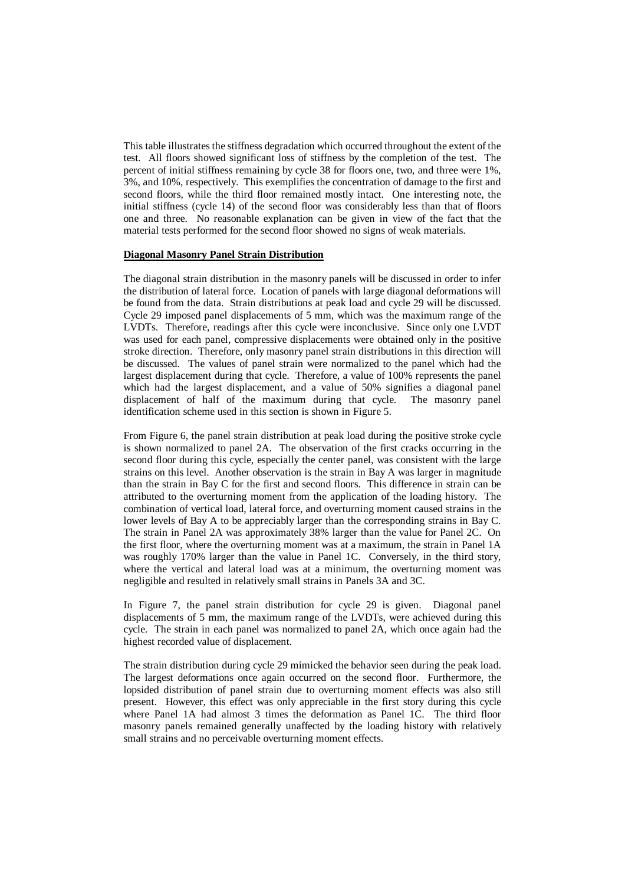This table illustrates the stiffness degradation which occurred throughout the extent of the test. All floors showed significant loss of stiffness by the completion of the test. The percent of initial stiffness remaining by cycle 38 for floors one, two, and three were 1%, 3%, and 10%, respectively. This exemplifies the concentration of damage to the first and second floors, while the third floor remained mostly intact. One interesting note, the initial stiffness (cycle 14) of the second floor was considerably less than that of floors one and three. No reasonable explanation can be given in view of the fact that the material tests performed for the second floor showed no signs of weak materials.

**Diagonal Masonry Panel Strain Distribution**

The diagonal strain distribution in the masonry panels will be discussed in order to infer the distribution of lateral force. Location of panels with large diagonal deformations will be found from the data. Strain distributions at peak load and cycle 29 will be discussed. Cycle 29 imposed panel displacements of 5 mm, which was the maximum range of the LVDTs. Therefore, readings after this cycle were inconclusive. Since only one LVDT was used for each panel, compressive displacements were obtained only in the positive stroke direction. Therefore, only masonry panel strain distributions in this direction will be discussed. The values of panel strain were normalized to the panel which had the largest displacement during that cycle. Therefore, a value of 100% represents the panel which had the largest displacement, and a value of 50% signifies a diagonal panel displacement of half of the maximum during that cycle. The masonry panel identification scheme used in this section is shown in Figure 5.

From Figure 6, the panel strain distribution at peak load during the positive stroke cycle is shown normalized to panel 2A. The observation of the first cracks occurring in the second floor during this cycle, especially the center panel, was consistent with the large strains on this level. Another observation is the strain in Bay A was larger in magnitude than the strain in Bay C for the first and second floors. This difference in strain can be attributed to the overturning moment from the application of the loading history. The combination of vertical load, lateral force, and overturning moment caused strains in the lower levels of Bay A to be appreciably larger than the corresponding strains in Bay C. The strain in Panel 2A was approximately 38% larger than the value for Panel 2C. On the first floor, where the overturning moment was at a maximum, the strain in Panel 1A was roughly 170% larger than the value in Panel 1C. Conversely, in the third story, where the vertical and lateral load was at a minimum, the overturning moment was negligible and resulted in relatively small strains in Panels 3A and 3C.

In Figure 7, the panel strain distribution for cycle 29 is given. Diagonal panel displacements of 5 mm, the maximum range of the LVDTs, were achieved during this cycle. The strain in each panel was normalized to panel 2A, which once again had the highest recorded value of displacement.

The strain distribution during cycle 29 mimicked the behavior seen during the peak load. The largest deformations once again occurred on the second floor. Furthermore, the lopsided distribution of panel strain due to overturning moment effects was also still present. However, this effect was only appreciable in the first story during this cycle where Panel 1A had almost 3 times the deformation as Panel 1C. The third floor masonry panels remained generally unaffected by the loading history with relatively small strains and no perceivable overturning moment effects.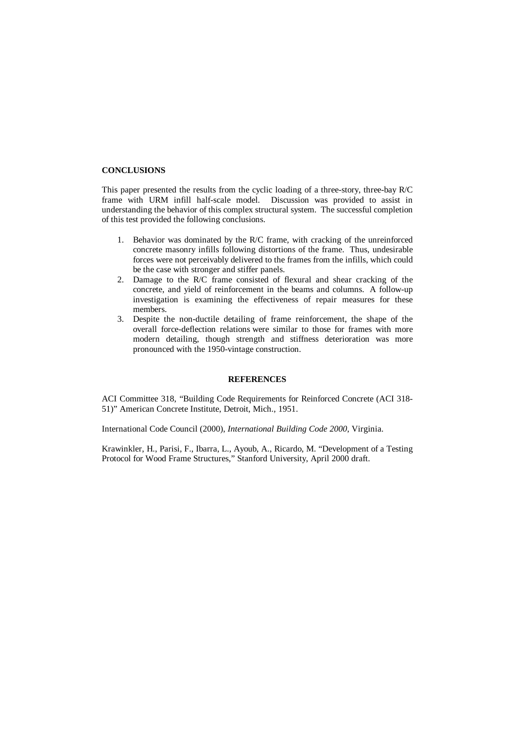## CONCLUSIONS

This paper presented the results from the cyclic loading of a three-story, three-bay R/C frame with URM infill half-scale model. Discussion was provided to assist in understanding the behavior of this complex structural system. The successful completion of this test provided the following conclusions.

1. Behavior was dominated by the R/C frame, with cracking of the unreinforced concrete masonry infills following distortions of the frame. Thus, undesirable forces were not perceivably delivered to the frames from the infills, which could be the case with stronger and stiffer panels.
2. Damage to the R/C frame consisted of flexural and shear cracking of the concrete, and yield of reinforcement in the beams and columns. A follow-up investigation is examining the effectiveness of repair measures for these members.
3. Despite the non-ductile detailing of frame reinforcement, the shape of the overall force-deflection relations were similar to those for frames with more modern detailing, though strength and stiffness deterioration was more pronounced with the 1950-vintage construction.

## REFERENCES

ACI Committee 318, "Building Code Requirements for Reinforced Concrete (ACI 318-51)" American Concrete Institute, Detroit, Mich., 1951.

International Code Council (2000), *International Building Code 2000*, Virginia.

Krawinkler, H., Parisi, F., Ibarra, L., Ayoub, A., Ricardo, M. "Development of a Testing Protocol for Wood Frame Structures," Stanford University, April 2000 draft.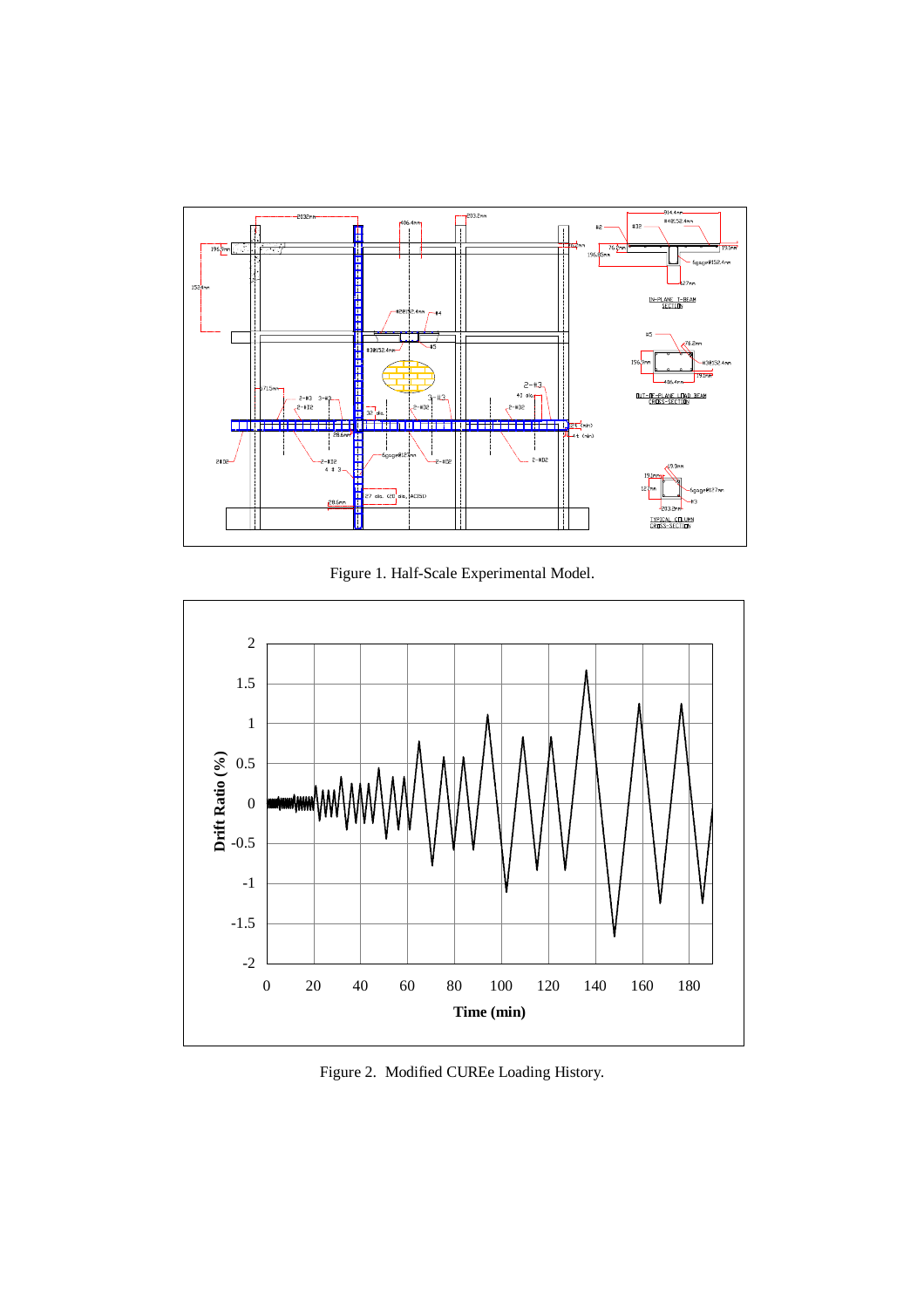Figure 1. Half-Scale Experimental Model.

Figure 2. Modified CUREe Loading History.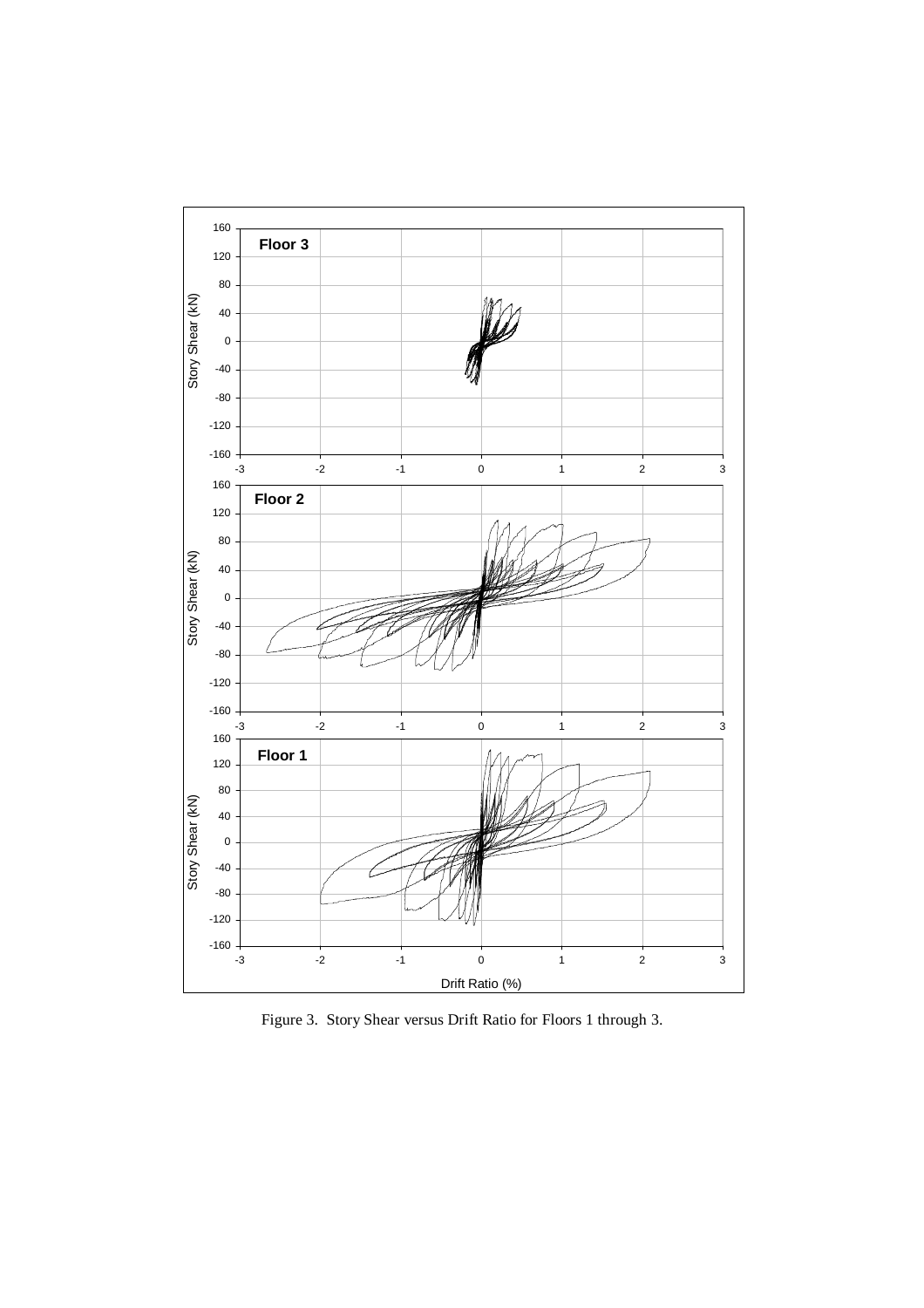Figure 3. Story Shear versus Drift Ratio for Floors 1 through 3.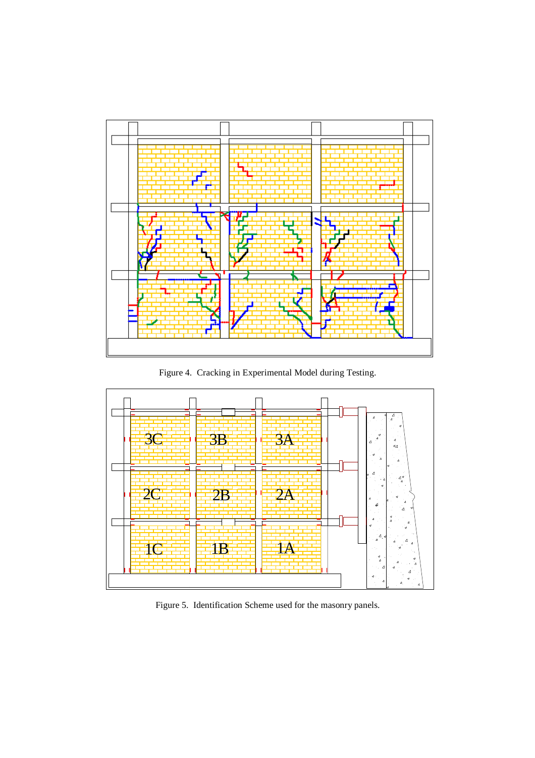Figure 4. Cracking in Experimental Model during Testing.

Figure 5. Identification Scheme used for the masonry panels.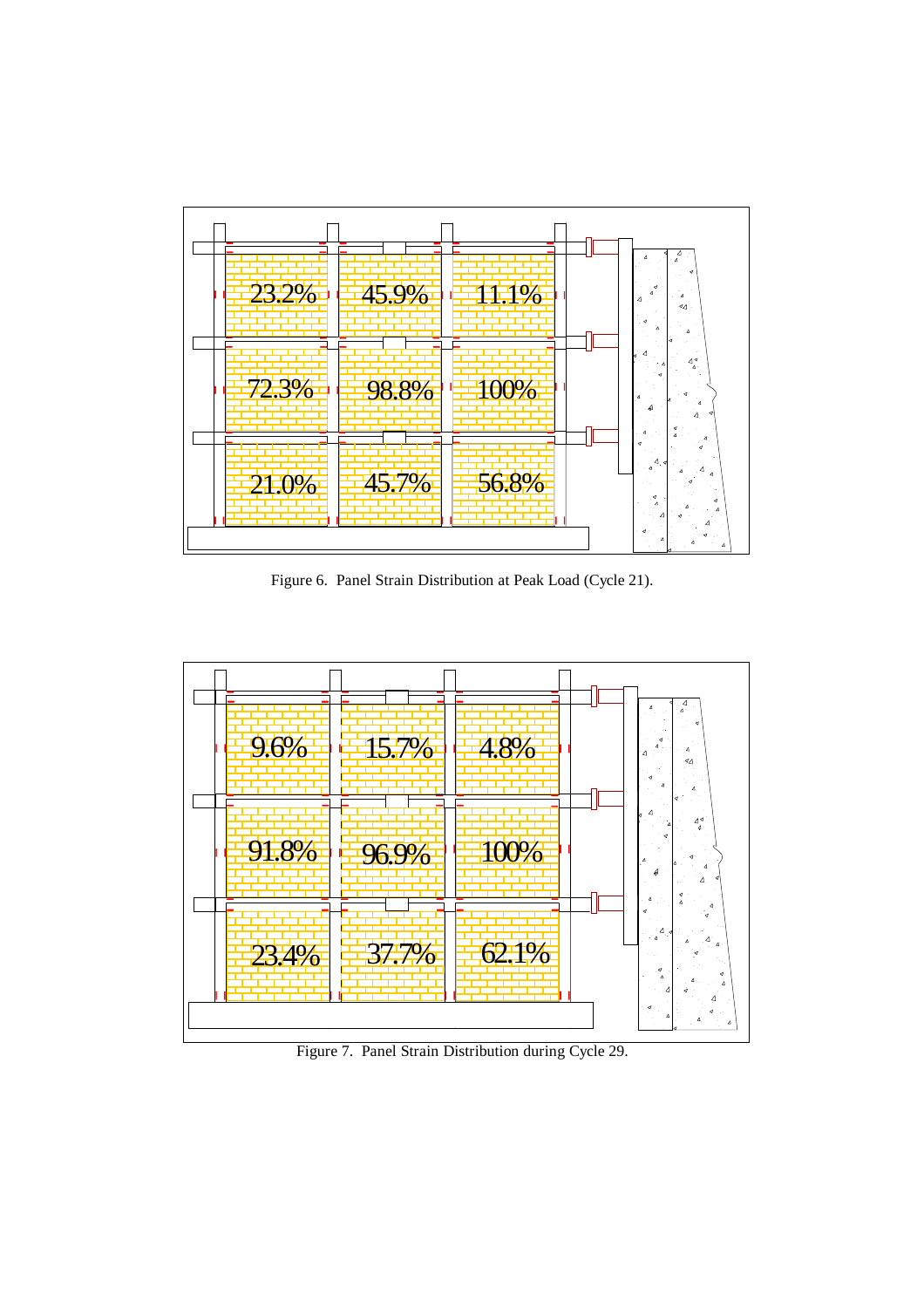23.2%
45.9%
11.1%
72.3%
98.8%
100%
21.0%
45.7%
56.8%

Figure 6. Panel Strain Distribution at Peak Load (Cycle 21).

9.6%
15.7%
4.8%
91.8%
96.9%
100%
23.4%
37.7%
62.1%

Figure 7. Panel Strain Distribution during Cycle 29.